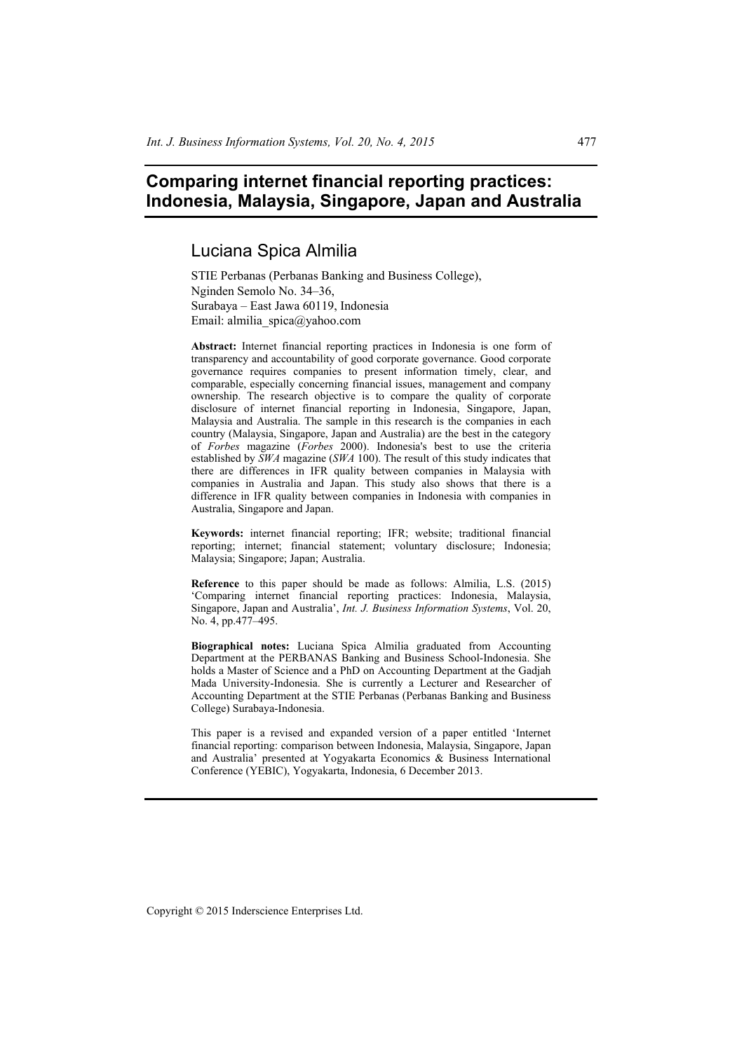# Comparing internet financial reporting practices: Indonesia, Malaysia, Singapore, Japan and Australia

## Luciana Spica Almilia

STIE Perbanas (Perbanas Banking and Business College),
Nginden Semolo No. 34–36,
Surabaya – East Jawa 60119, Indonesia
Email: almilia_spica@yahoo.com

**Abstract:** Internet financial reporting practices in Indonesia is one form of transparency and accountability of good corporate governance. Good corporate governance requires companies to present information timely, clear, and comparable, especially concerning financial issues, management and company ownership. The research objective is to compare the quality of corporate disclosure of internet financial reporting in Indonesia, Singapore, Japan, Malaysia and Australia. The sample in this research is the companies in each country (Malaysia, Singapore, Japan and Australia) are the best in the category of *Forbes* magazine (*Forbes* 2000). Indonesia's best to use the criteria established by *SWA* magazine (*SWA* 100). The result of this study indicates that there are differences in IFR quality between companies in Malaysia with companies in Australia and Japan. This study also shows that there is a difference in IFR quality between companies in Indonesia with companies in Australia, Singapore and Japan.

**Keywords:** internet financial reporting; IFR; website; traditional financial reporting; internet; financial statement; voluntary disclosure; Indonesia; Malaysia; Singapore; Japan; Australia.

**Reference** to this paper should be made as follows: Almilia, L.S. (2015) 'Comparing internet financial reporting practices: Indonesia, Malaysia, Singapore, Japan and Australia', *Int. J. Business Information Systems*, Vol. 20, No. 4, pp.477–495.

**Biographical notes:** Luciana Spica Almilia graduated from Accounting Department at the PERBANAS Banking and Business School-Indonesia. She holds a Master of Science and a PhD on Accounting Department at the Gadjah Mada University-Indonesia. She is currently a Lecturer and Researcher of Accounting Department at the STIE Perbanas (Perbanas Banking and Business College) Surabaya-Indonesia.

This paper is a revised and expanded version of a paper entitled 'Internet financial reporting: comparison between Indonesia, Malaysia, Singapore, Japan and Australia' presented at Yogyakarta Economics & Business International Conference (YEBIC), Yogyakarta, Indonesia, 6 December 2013.

Copyright © 2015 Inderscience Enterprises Ltd.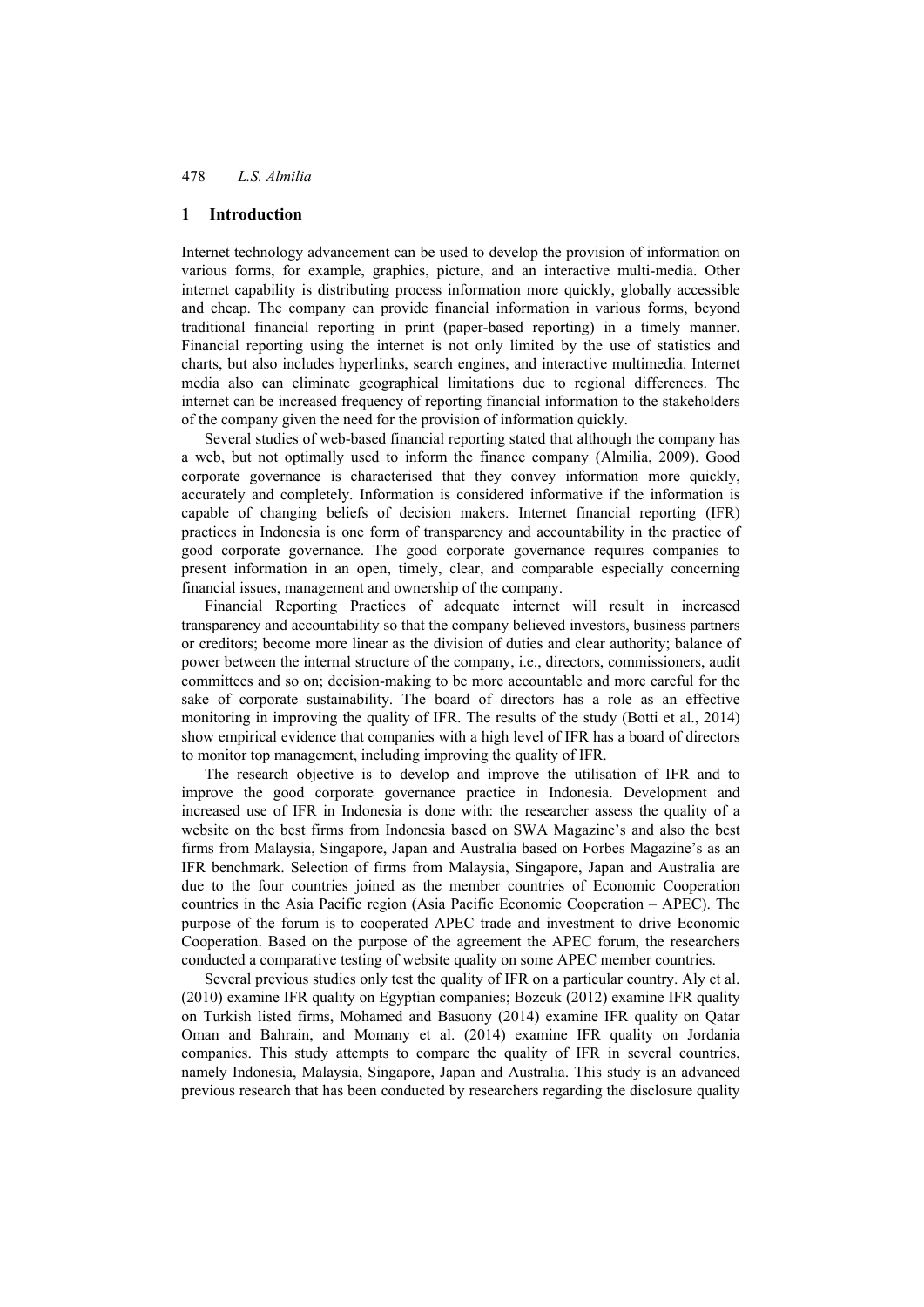## 1 Introduction

Internet technology advancement can be used to develop the provision of information on various forms, for example, graphics, picture, and an interactive multi-media. Other internet capability is distributing process information more quickly, globally accessible and cheap. The company can provide financial information in various forms, beyond traditional financial reporting in print (paper-based reporting) in a timely manner. Financial reporting using the internet is not only limited by the use of statistics and charts, but also includes hyperlinks, search engines, and interactive multimedia. Internet media also can eliminate geographical limitations due to regional differences. The internet can be increased frequency of reporting financial information to the stakeholders of the company given the need for the provision of information quickly.

Several studies of web-based financial reporting stated that although the company has a web, but not optimally used to inform the finance company (Almilia, 2009). Good corporate governance is characterised that they convey information more quickly, accurately and completely. Information is considered informative if the information is capable of changing beliefs of decision makers. Internet financial reporting (IFR) practices in Indonesia is one form of transparency and accountability in the practice of good corporate governance. The good corporate governance requires companies to present information in an open, timely, clear, and comparable especially concerning financial issues, management and ownership of the company.

Financial Reporting Practices of adequate internet will result in increased transparency and accountability so that the company believed investors, business partners or creditors; become more linear as the division of duties and clear authority; balance of power between the internal structure of the company, i.e., directors, commissioners, audit committees and so on; decision-making to be more accountable and more careful for the sake of corporate sustainability. The board of directors has a role as an effective monitoring in improving the quality of IFR. The results of the study (Botti et al., 2014) show empirical evidence that companies with a high level of IFR has a board of directors to monitor top management, including improving the quality of IFR.

The research objective is to develop and improve the utilisation of IFR and to improve the good corporate governance practice in Indonesia. Development and increased use of IFR in Indonesia is done with: the researcher assess the quality of a website on the best firms from Indonesia based on SWA Magazine's and also the best firms from Malaysia, Singapore, Japan and Australia based on Forbes Magazine's as an IFR benchmark. Selection of firms from Malaysia, Singapore, Japan and Australia are due to the four countries joined as the member countries of Economic Cooperation countries in the Asia Pacific region (Asia Pacific Economic Cooperation – APEC). The purpose of the forum is to cooperated APEC trade and investment to drive Economic Cooperation. Based on the purpose of the agreement the APEC forum, the researchers conducted a comparative testing of website quality on some APEC member countries.

Several previous studies only test the quality of IFR on a particular country. Aly et al. (2010) examine IFR quality on Egyptian companies; Bozcuk (2012) examine IFR quality on Turkish listed firms, Mohamed and Basuony (2014) examine IFR quality on Qatar Oman and Bahrain, and Momany et al. (2014) examine IFR quality on Jordania companies. This study attempts to compare the quality of IFR in several countries, namely Indonesia, Malaysia, Singapore, Japan and Australia. This study is an advanced previous research that has been conducted by researchers regarding the disclosure quality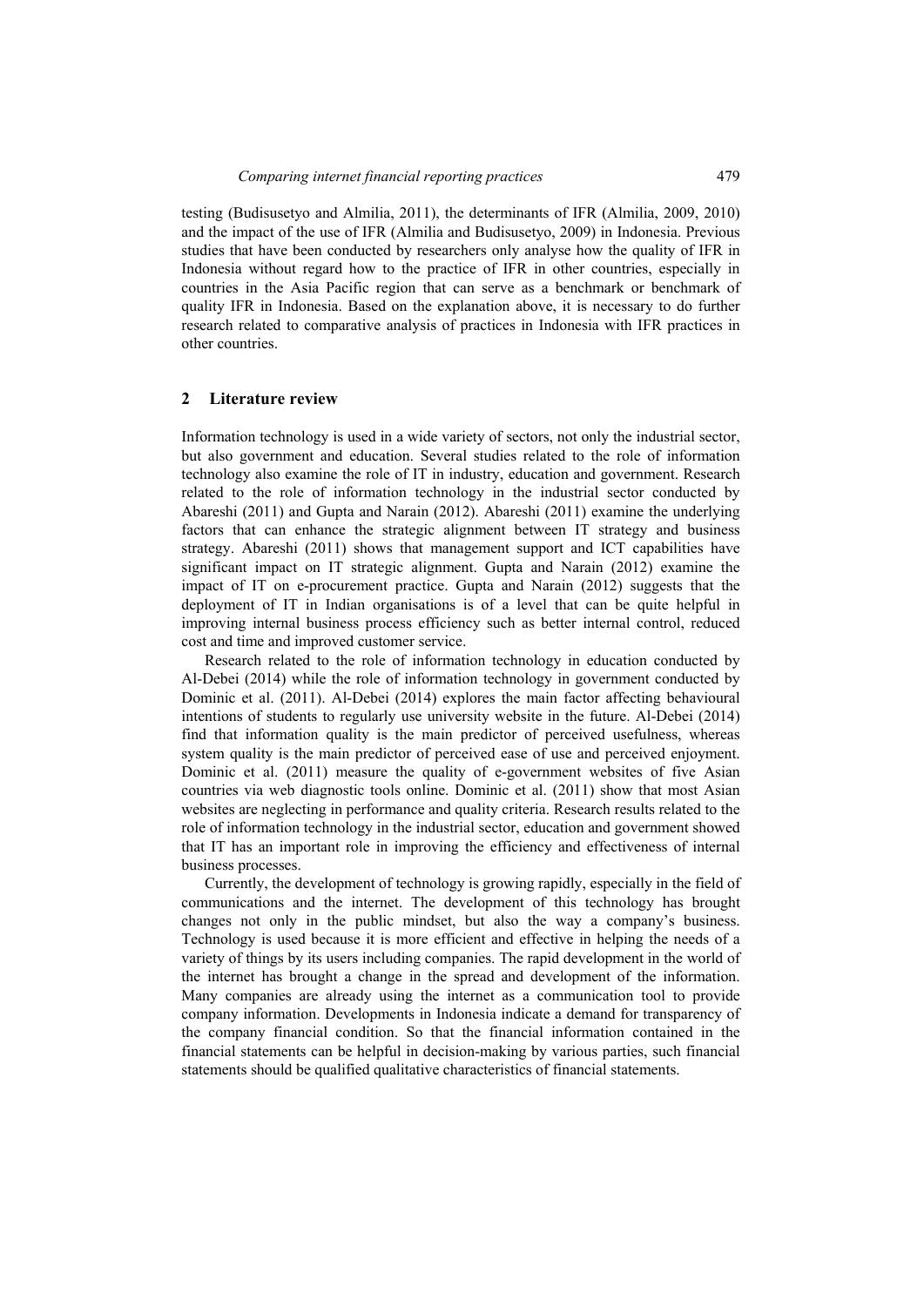testing (Budisusetyo and Almilia, 2011), the determinants of IFR (Almilia, 2009, 2010) and the impact of the use of IFR (Almilia and Budisusetyo, 2009) in Indonesia. Previous studies that have been conducted by researchers only analyse how the quality of IFR in Indonesia without regard how to the practice of IFR in other countries, especially in countries in the Asia Pacific region that can serve as a benchmark or benchmark of quality IFR in Indonesia. Based on the explanation above, it is necessary to do further research related to comparative analysis of practices in Indonesia with IFR practices in other countries.

## 2 Literature review

Information technology is used in a wide variety of sectors, not only the industrial sector, but also government and education. Several studies related to the role of information technology also examine the role of IT in industry, education and government. Research related to the role of information technology in the industrial sector conducted by Abareshi (2011) and Gupta and Narain (2012). Abareshi (2011) examine the underlying factors that can enhance the strategic alignment between IT strategy and business strategy. Abareshi (2011) shows that management support and ICT capabilities have significant impact on IT strategic alignment. Gupta and Narain (2012) examine the impact of IT on e-procurement practice. Gupta and Narain (2012) suggests that the deployment of IT in Indian organisations is of a level that can be quite helpful in improving internal business process efficiency such as better internal control, reduced cost and time and improved customer service.

Research related to the role of information technology in education conducted by Al-Debei (2014) while the role of information technology in government conducted by Dominic et al. (2011). Al-Debei (2014) explores the main factor affecting behavioural intentions of students to regularly use university website in the future. Al-Debei (2014) find that information quality is the main predictor of perceived usefulness, whereas system quality is the main predictor of perceived ease of use and perceived enjoyment. Dominic et al. (2011) measure the quality of e-government websites of five Asian countries via web diagnostic tools online. Dominic et al. (2011) show that most Asian websites are neglecting in performance and quality criteria. Research results related to the role of information technology in the industrial sector, education and government showed that IT has an important role in improving the efficiency and effectiveness of internal business processes.

Currently, the development of technology is growing rapidly, especially in the field of communications and the internet. The development of this technology has brought changes not only in the public mindset, but also the way a company's business. Technology is used because it is more efficient and effective in helping the needs of a variety of things by its users including companies. The rapid development in the world of the internet has brought a change in the spread and development of the information. Many companies are already using the internet as a communication tool to provide company information. Developments in Indonesia indicate a demand for transparency of the company financial condition. So that the financial information contained in the financial statements can be helpful in decision-making by various parties, such financial statements should be qualified qualitative characteristics of financial statements.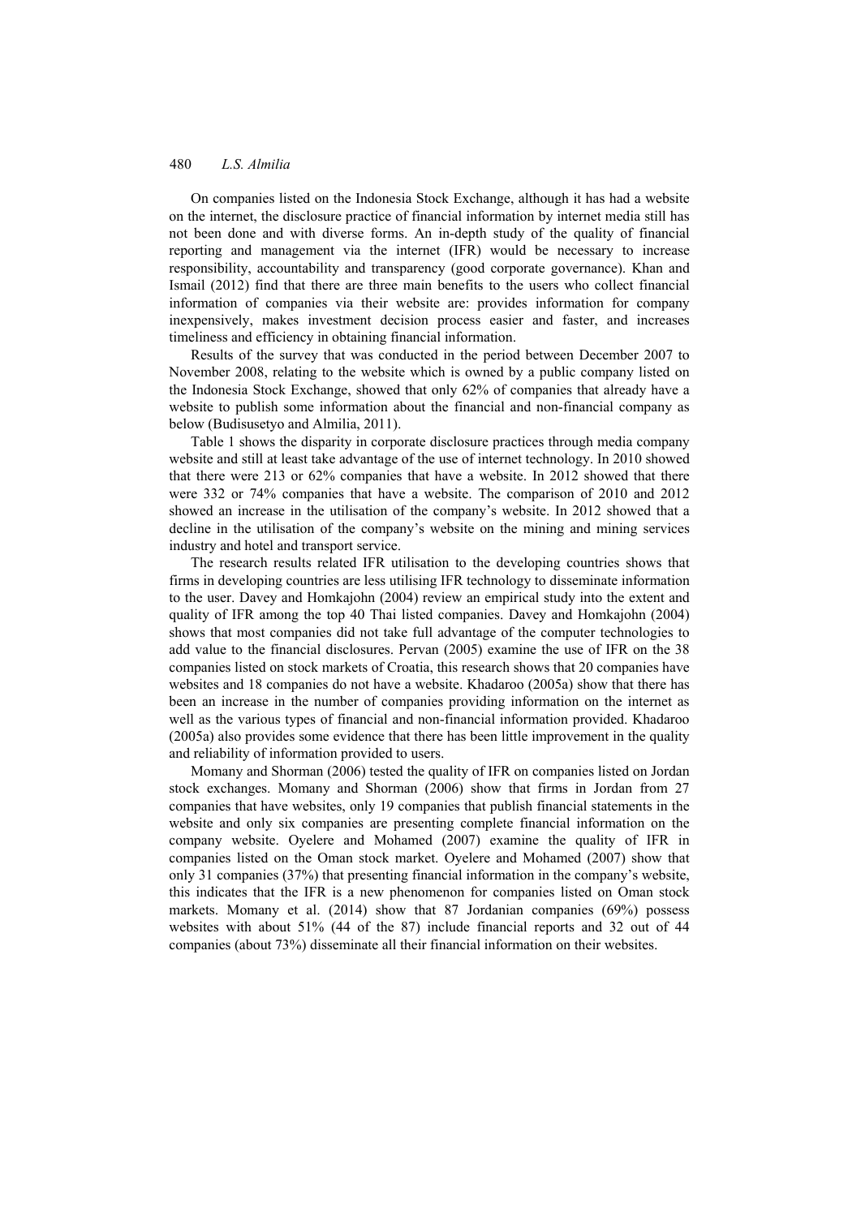On companies listed on the Indonesia Stock Exchange, although it has had a website on the internet, the disclosure practice of financial information by internet media still has not been done and with diverse forms. An in-depth study of the quality of financial reporting and management via the internet (IFR) would be necessary to increase responsibility, accountability and transparency (good corporate governance). Khan and Ismail (2012) find that there are three main benefits to the users who collect financial information of companies via their website are: provides information for company inexpensively, makes investment decision process easier and faster, and increases timeliness and efficiency in obtaining financial information.

Results of the survey that was conducted in the period between December 2007 to November 2008, relating to the website which is owned by a public company listed on the Indonesia Stock Exchange, showed that only 62% of companies that already have a website to publish some information about the financial and non-financial company as below (Budisusetyo and Almilia, 2011).

Table 1 shows the disparity in corporate disclosure practices through media company website and still at least take advantage of the use of internet technology. In 2010 showed that there were 213 or 62% companies that have a website. In 2012 showed that there were 332 or 74% companies that have a website. The comparison of 2010 and 2012 showed an increase in the utilisation of the company's website. In 2012 showed that a decline in the utilisation of the company's website on the mining and mining services industry and hotel and transport service.

The research results related IFR utilisation to the developing countries shows that firms in developing countries are less utilising IFR technology to disseminate information to the user. Davey and Homkajohn (2004) review an empirical study into the extent and quality of IFR among the top 40 Thai listed companies. Davey and Homkajohn (2004) shows that most companies did not take full advantage of the computer technologies to add value to the financial disclosures. Pervan (2005) examine the use of IFR on the 38 companies listed on stock markets of Croatia, this research shows that 20 companies have websites and 18 companies do not have a website. Khadaroo (2005a) show that there has been an increase in the number of companies providing information on the internet as well as the various types of financial and non-financial information provided. Khadaroo (2005a) also provides some evidence that there has been little improvement in the quality and reliability of information provided to users.

Momany and Shorman (2006) tested the quality of IFR on companies listed on Jordan stock exchanges. Momany and Shorman (2006) show that firms in Jordan from 27 companies that have websites, only 19 companies that publish financial statements in the website and only six companies are presenting complete financial information on the company website. Oyelere and Mohamed (2007) examine the quality of IFR in companies listed on the Oman stock market. Oyelere and Mohamed (2007) show that only 31 companies (37%) that presenting financial information in the company's website, this indicates that the IFR is a new phenomenon for companies listed on Oman stock markets. Momany et al. (2014) show that 87 Jordanian companies (69%) possess websites with about 51% (44 of the 87) include financial reports and 32 out of 44 companies (about 73%) disseminate all their financial information on their websites.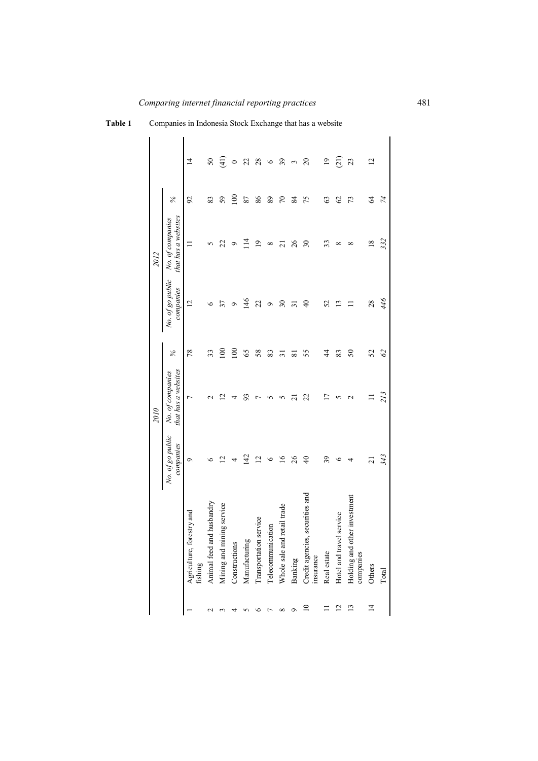**Table 1** Companies in Indonesia Stock Exchange that has a website

| | | *2010* | | | *2012* | | | |
|---|---|---|---|---|---|---|---|---|
| | | *No. of go public companies* | *No. of companies that has a websites* | *%* | *No. of go public companies* | *No. of companies that has a websites* | *%* | |
| 1 | Agriculture, forestry and fishing | 9 | 7 | 78 | 12 | 11 | 92 | 14 |
| 2 | Animal feed and husbandry | 6 | 2 | 33 | 6 | 5 | 83 | 50 |
| 3 | Mining and mining service | 12 | 12 | 100 | 37 | 22 | 59 | (41) |
| 4 | Constructions | 4 | 4 | 100 | 9 | 9 | 100 | 0 |
| 5 | Manufacturing | 142 | 93 | 65 | 146 | 114 | 87 | 22 |
| 6 | Transportation service | 12 | 7 | 58 | 22 | 19 | 86 | 28 |
| 7 | Telecommunication | 6 | 5 | 83 | 9 | 8 | 89 | 6 |
| 8 | Whole sale and retail trade | 16 | 5 | 31 | 30 | 21 | 70 | 39 |
| 9 | Banking | 26 | 21 | 81 | 31 | 26 | 84 | 3 |
| 10 | Credit agencies, securities and insurance | 40 | 22 | 55 | 40 | 30 | 75 | 20 |
| 11 | Real estate | 39 | 17 | 44 | 52 | 33 | 63 | 19 |
| 12 | Hotel and travel service | 6 | 5 | 83 | 13 | 8 | 62 | (21) |
| 13 | Holding and other investment companies | 4 | 2 | 50 | 11 | 8 | 73 | 23 |
| 14 | Others | 21 | 11 | 52 | 28 | 18 | 64 | 12 |
| | Total | *343* | *213* | *62* | *446* | *332* | *74* | |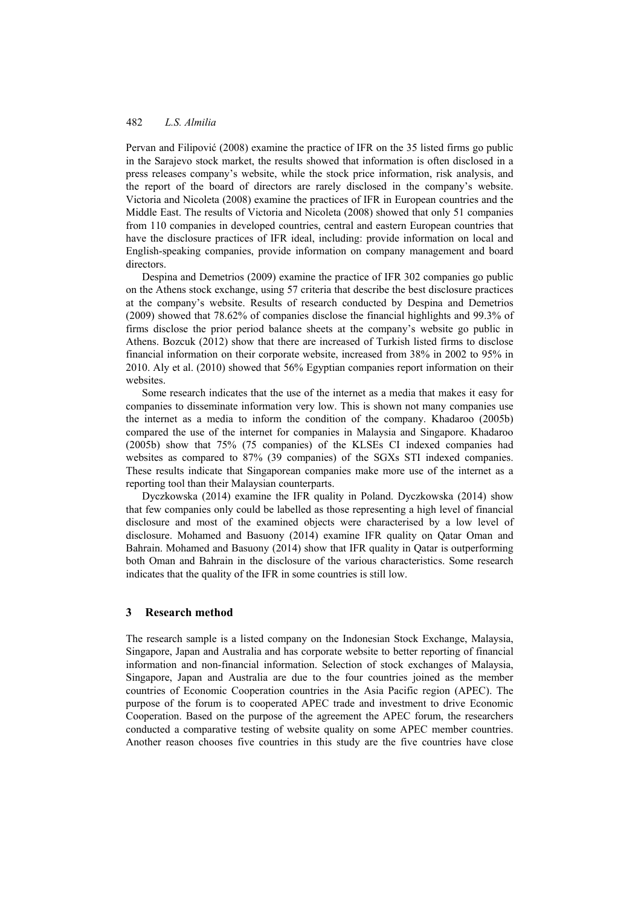Pervan and Filipović (2008) examine the practice of IFR on the 35 listed firms go public in the Sarajevo stock market, the results showed that information is often disclosed in a press releases company's website, while the stock price information, risk analysis, and the report of the board of directors are rarely disclosed in the company's website. Victoria and Nicoleta (2008) examine the practices of IFR in European countries and the Middle East. The results of Victoria and Nicoleta (2008) showed that only 51 companies from 110 companies in developed countries, central and eastern European countries that have the disclosure practices of IFR ideal, including: provide information on local and English-speaking companies, provide information on company management and board directors.

Despina and Demetrios (2009) examine the practice of IFR 302 companies go public on the Athens stock exchange, using 57 criteria that describe the best disclosure practices at the company's website. Results of research conducted by Despina and Demetrios (2009) showed that 78.62% of companies disclose the financial highlights and 99.3% of firms disclose the prior period balance sheets at the company's website go public in Athens. Bozcuk (2012) show that there are increased of Turkish listed firms to disclose financial information on their corporate website, increased from 38% in 2002 to 95% in 2010. Aly et al. (2010) showed that 56% Egyptian companies report information on their websites.

Some research indicates that the use of the internet as a media that makes it easy for companies to disseminate information very low. This is shown not many companies use the internet as a media to inform the condition of the company. Khadaroo (2005b) compared the use of the internet for companies in Malaysia and Singapore. Khadaroo (2005b) show that 75% (75 companies) of the KLSEs CI indexed companies had websites as compared to 87% (39 companies) of the SGXs STI indexed companies. These results indicate that Singaporean companies make more use of the internet as a reporting tool than their Malaysian counterparts.

Dyczkowska (2014) examine the IFR quality in Poland. Dyczkowska (2014) show that few companies only could be labelled as those representing a high level of financial disclosure and most of the examined objects were characterised by a low level of disclosure. Mohamed and Basuony (2014) examine IFR quality on Qatar Oman and Bahrain. Mohamed and Basuony (2014) show that IFR quality in Qatar is outperforming both Oman and Bahrain in the disclosure of the various characteristics. Some research indicates that the quality of the IFR in some countries is still low.

## 3 Research method

The research sample is a listed company on the Indonesian Stock Exchange, Malaysia, Singapore, Japan and Australia and has corporate website to better reporting of financial information and non-financial information. Selection of stock exchanges of Malaysia, Singapore, Japan and Australia are due to the four countries joined as the member countries of Economic Cooperation countries in the Asia Pacific region (APEC). The purpose of the forum is to cooperated APEC trade and investment to drive Economic Cooperation. Based on the purpose of the agreement the APEC forum, the researchers conducted a comparative testing of website quality on some APEC member countries. Another reason chooses five countries in this study are the five countries have close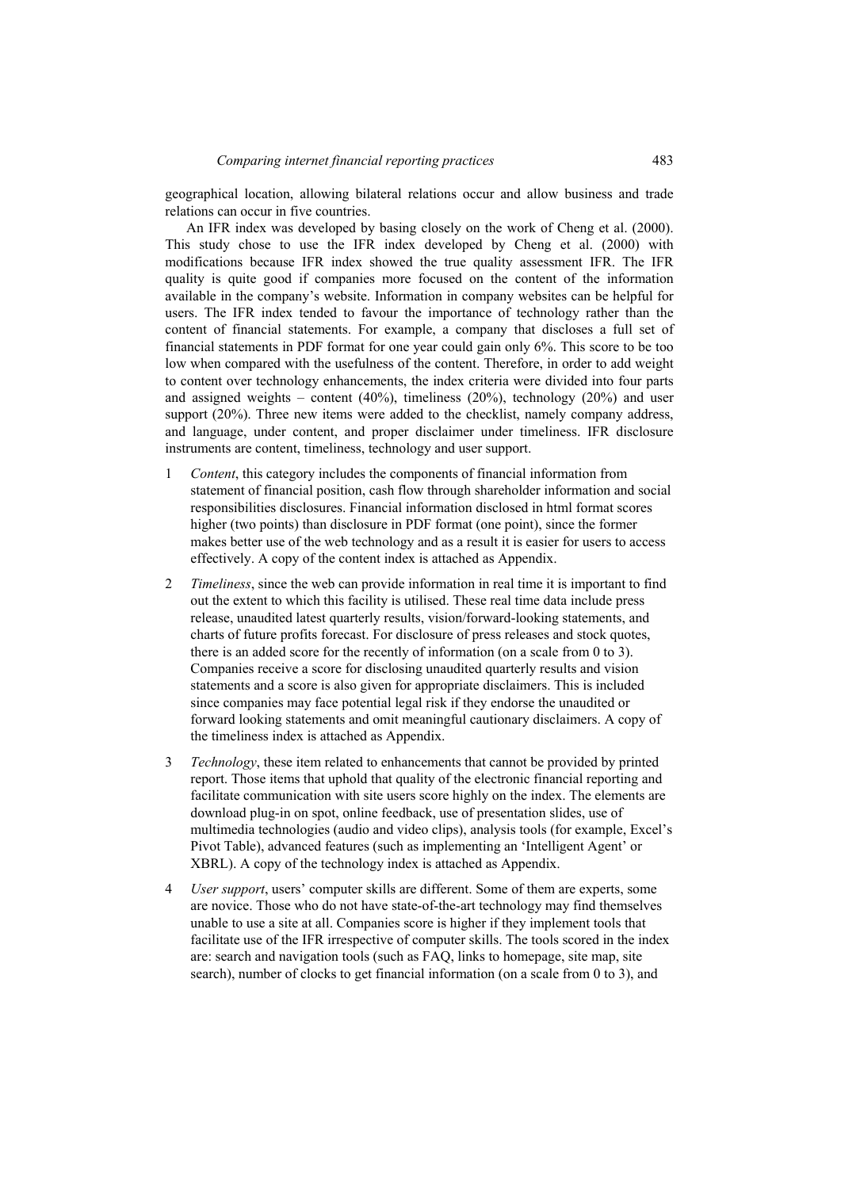geographical location, allowing bilateral relations occur and allow business and trade relations can occur in five countries.

An IFR index was developed by basing closely on the work of Cheng et al. (2000). This study chose to use the IFR index developed by Cheng et al. (2000) with modifications because IFR index showed the true quality assessment IFR. The IFR quality is quite good if companies more focused on the content of the information available in the company's website. Information in company websites can be helpful for users. The IFR index tended to favour the importance of technology rather than the content of financial statements. For example, a company that discloses a full set of financial statements in PDF format for one year could gain only 6%. This score to be too low when compared with the usefulness of the content. Therefore, in order to add weight to content over technology enhancements, the index criteria were divided into four parts and assigned weights – content (40%), timeliness (20%), technology (20%) and user support (20%). Three new items were added to the checklist, namely company address, and language, under content, and proper disclaimer under timeliness. IFR disclosure instruments are content, timeliness, technology and user support.

1 *Content*, this category includes the components of financial information from statement of financial position, cash flow through shareholder information and social responsibilities disclosures. Financial information disclosed in html format scores higher (two points) than disclosure in PDF format (one point), since the former makes better use of the web technology and as a result it is easier for users to access effectively. A copy of the content index is attached as Appendix.

2 *Timeliness*, since the web can provide information in real time it is important to find out the extent to which this facility is utilised. These real time data include press release, unaudited latest quarterly results, vision/forward-looking statements, and charts of future profits forecast. For disclosure of press releases and stock quotes, there is an added score for the recently of information (on a scale from 0 to 3). Companies receive a score for disclosing unaudited quarterly results and vision statements and a score is also given for appropriate disclaimers. This is included since companies may face potential legal risk if they endorse the unaudited or forward looking statements and omit meaningful cautionary disclaimers. A copy of the timeliness index is attached as Appendix.

3 *Technology*, these item related to enhancements that cannot be provided by printed report. Those items that uphold that quality of the electronic financial reporting and facilitate communication with site users score highly on the index. The elements are download plug-in on spot, online feedback, use of presentation slides, use of multimedia technologies (audio and video clips), analysis tools (for example, Excel's Pivot Table), advanced features (such as implementing an 'Intelligent Agent' or XBRL). A copy of the technology index is attached as Appendix.

4 *User support*, users' computer skills are different. Some of them are experts, some are novice. Those who do not have state-of-the-art technology may find themselves unable to use a site at all. Companies score is higher if they implement tools that facilitate use of the IFR irrespective of computer skills. The tools scored in the index are: search and navigation tools (such as FAQ, links to homepage, site map, site search), number of clocks to get financial information (on a scale from 0 to 3), and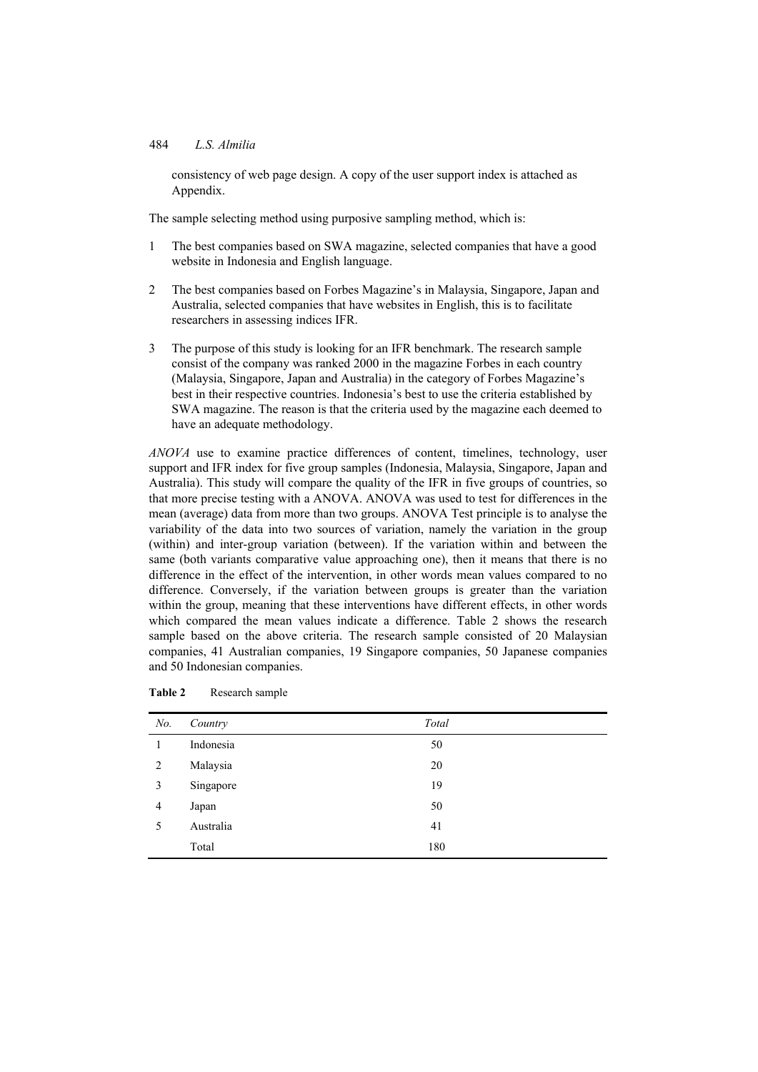consistency of web page design. A copy of the user support index is attached as Appendix.

The sample selecting method using purposive sampling method, which is:

1. The best companies based on SWA magazine, selected companies that have a good website in Indonesia and English language.
2. The best companies based on Forbes Magazine's in Malaysia, Singapore, Japan and Australia, selected companies that have websites in English, this is to facilitate researchers in assessing indices IFR.
3. The purpose of this study is looking for an IFR benchmark. The research sample consist of the company was ranked 2000 in the magazine Forbes in each country (Malaysia, Singapore, Japan and Australia) in the category of Forbes Magazine's best in their respective countries. Indonesia's best to use the criteria established by SWA magazine. The reason is that the criteria used by the magazine each deemed to have an adequate methodology.

*ANOVA* use to examine practice differences of content, timelines, technology, user support and IFR index for five group samples (Indonesia, Malaysia, Singapore, Japan and Australia). This study will compare the quality of the IFR in five groups of countries, so that more precise testing with a ANOVA. ANOVA was used to test for differences in the mean (average) data from more than two groups. ANOVA Test principle is to analyse the variability of the data into two sources of variation, namely the variation in the group (within) and inter-group variation (between). If the variation within and between the same (both variants comparative value approaching one), then it means that there is no difference in the effect of the intervention, in other words mean values compared to no difference. Conversely, if the variation between groups is greater than the variation within the group, meaning that these interventions have different effects, in other words which compared the mean values indicate a difference. Table 2 shows the research sample based on the above criteria. The research sample consisted of 20 Malaysian companies, 41 Australian companies, 19 Singapore companies, 50 Japanese companies and 50 Indonesian companies.

**Table 2** Research sample

| *No.* | *Country* | *Total* |
|---|---|---|
| 1 | Indonesia | 50 |
| 2 | Malaysia | 20 |
| 3 | Singapore | 19 |
| 4 | Japan | 50 |
| 5 | Australia | 41 |
| | Total | 180 |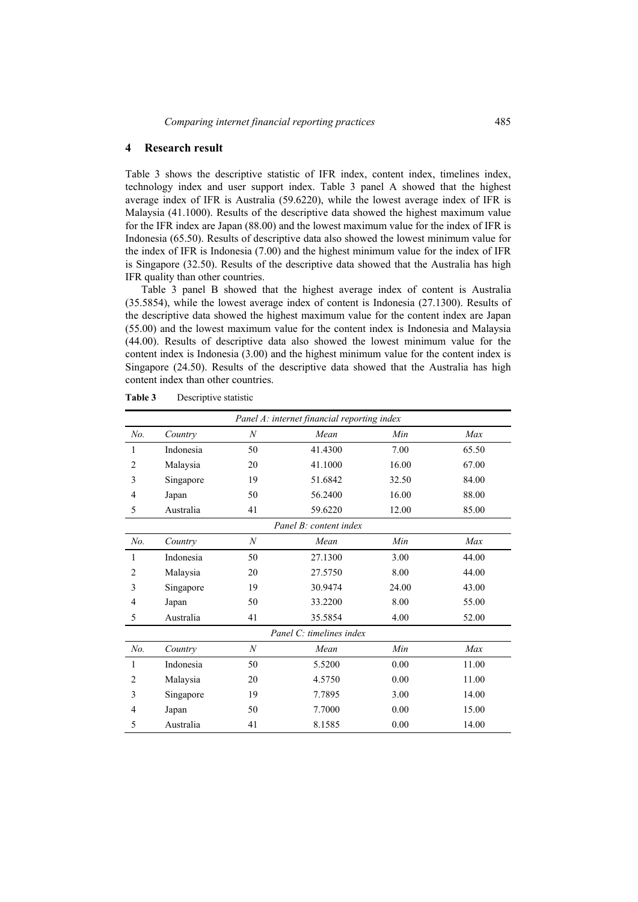## 4 Research result

Table 3 shows the descriptive statistic of IFR index, content index, timelines index, technology index and user support index. Table 3 panel A showed that the highest average index of IFR is Australia (59.6220), while the lowest average index of IFR is Malaysia (41.1000). Results of the descriptive data showed the highest maximum value for the IFR index are Japan (88.00) and the lowest maximum value for the index of IFR is Indonesia (65.50). Results of descriptive data also showed the lowest minimum value for the index of IFR is Indonesia (7.00) and the highest minimum value for the index of IFR is Singapore (32.50). Results of the descriptive data showed that the Australia has high IFR quality than other countries.

Table 3 panel B showed that the highest average index of content is Australia (35.5854), while the lowest average index of content is Indonesia (27.1300). Results of the descriptive data showed the highest maximum value for the content index are Japan (55.00) and the lowest maximum value for the content index is Indonesia and Malaysia (44.00). Results of descriptive data also showed the lowest minimum value for the content index is Indonesia (3.00) and the highest minimum value for the content index is Singapore (24.50). Results of the descriptive data showed that the Australia has high content index than other countries.

**Table 3** Descriptive statistic

| *Panel A: internet financial reporting index* | | | | | |
|---|---|---|---|---|---|
| *No.* | *Country* | *N* | *Mean* | *Min* | *Max* |
| 1 | Indonesia | 50 | 41.4300 | 7.00 | 65.50 |
| 2 | Malaysia | 20 | 41.1000 | 16.00 | 67.00 |
| 3 | Singapore | 19 | 51.6842 | 32.50 | 84.00 |
| 4 | Japan | 50 | 56.2400 | 16.00 | 88.00 |
| 5 | Australia | 41 | 59.6220 | 12.00 | 85.00 |
| *Panel B: content index* | | | | | |
| *No.* | *Country* | *N* | *Mean* | *Min* | *Max* |
| 1 | Indonesia | 50 | 27.1300 | 3.00 | 44.00 |
| 2 | Malaysia | 20 | 27.5750 | 8.00 | 44.00 |
| 3 | Singapore | 19 | 30.9474 | 24.00 | 43.00 |
| 4 | Japan | 50 | 33.2200 | 8.00 | 55.00 |
| 5 | Australia | 41 | 35.5854 | 4.00 | 52.00 |
| *Panel C: timelines index* | | | | | |
| *No.* | *Country* | *N* | *Mean* | *Min* | *Max* |
| 1 | Indonesia | 50 | 5.5200 | 0.00 | 11.00 |
| 2 | Malaysia | 20 | 4.5750 | 0.00 | 11.00 |
| 3 | Singapore | 19 | 7.7895 | 3.00 | 14.00 |
| 4 | Japan | 50 | 7.7000 | 0.00 | 15.00 |
| 5 | Australia | 41 | 8.1585 | 0.00 | 14.00 |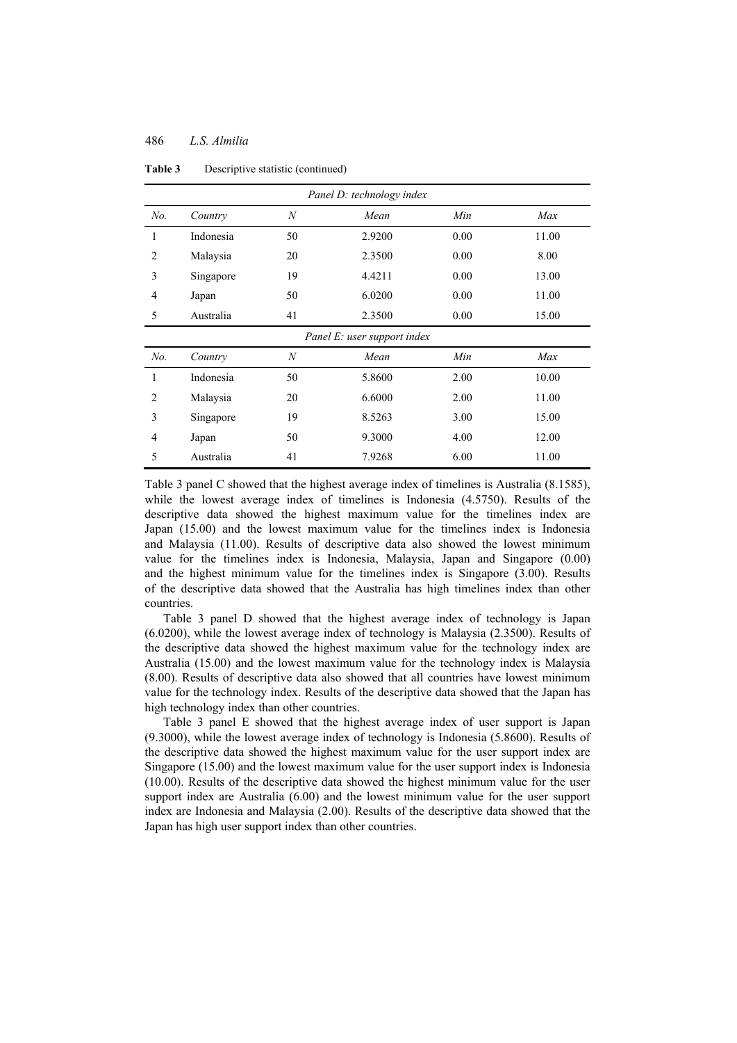**Table 3** Descriptive statistic (continued)

| *Panel D: technology index* | | | | | |
|---|---|---|---|---|---|
| *No.* | *Country* | *N* | *Mean* | *Min* | *Max* |
| 1 | Indonesia | 50 | 2.9200 | 0.00 | 11.00 |
| 2 | Malaysia | 20 | 2.3500 | 0.00 | 8.00 |
| 3 | Singapore | 19 | 4.4211 | 0.00 | 13.00 |
| 4 | Japan | 50 | 6.0200 | 0.00 | 11.00 |
| 5 | Australia | 41 | 2.3500 | 0.00 | 15.00 |
| *Panel E: user support index* | | | | | |
| *No.* | *Country* | *N* | *Mean* | *Min* | *Max* |
| 1 | Indonesia | 50 | 5.8600 | 2.00 | 10.00 |
| 2 | Malaysia | 20 | 6.6000 | 2.00 | 11.00 |
| 3 | Singapore | 19 | 8.5263 | 3.00 | 15.00 |
| 4 | Japan | 50 | 9.3000 | 4.00 | 12.00 |
| 5 | Australia | 41 | 7.9268 | 6.00 | 11.00 |

Table 3 panel C showed that the highest average index of timelines is Australia (8.1585), while the lowest average index of timelines is Indonesia (4.5750). Results of the descriptive data showed the highest maximum value for the timelines index are Japan (15.00) and the lowest maximum value for the timelines index is Indonesia and Malaysia (11.00). Results of descriptive data also showed the lowest minimum value for the timelines index is Indonesia, Malaysia, Japan and Singapore (0.00) and the highest minimum value for the timelines index is Singapore (3.00). Results of the descriptive data showed that the Australia has high timelines index than other countries.

Table 3 panel D showed that the highest average index of technology is Japan (6.0200), while the lowest average index of technology is Malaysia (2.3500). Results of the descriptive data showed the highest maximum value for the technology index are Australia (15.00) and the lowest maximum value for the technology index is Malaysia (8.00). Results of descriptive data also showed that all countries have lowest minimum value for the technology index. Results of the descriptive data showed that the Japan has high technology index than other countries.

Table 3 panel E showed that the highest average index of user support is Japan (9.3000), while the lowest average index of technology is Indonesia (5.8600). Results of the descriptive data showed the highest maximum value for the user support index are Singapore (15.00) and the lowest maximum value for the user support index is Indonesia (10.00). Results of the descriptive data showed the highest minimum value for the user support index are Australia (6.00) and the lowest minimum value for the user support index are Indonesia and Malaysia (2.00). Results of the descriptive data showed that the Japan has high user support index than other countries.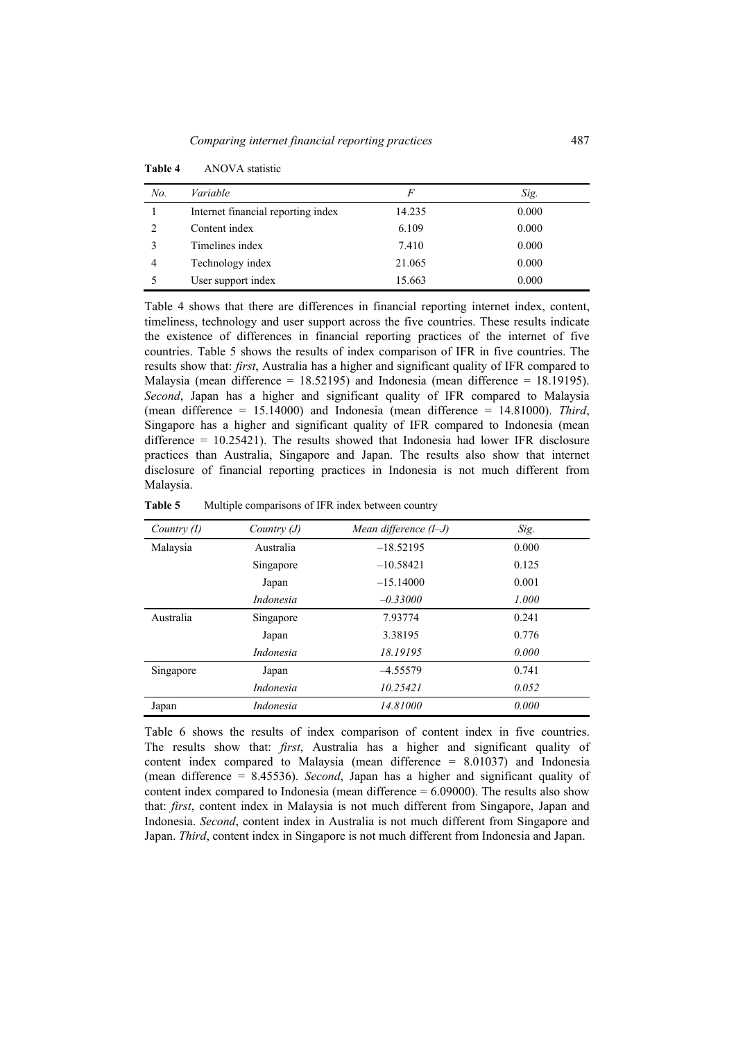**Table 4** ANOVA statistic

| *No.* | *Variable* | *F* | *Sig.* |
|---|---|---|---|
| 1 | Internet financial reporting index | 14.235 | 0.000 |
| 2 | Content index | 6.109 | 0.000 |
| 3 | Timelines index | 7.410 | 0.000 |
| 4 | Technology index | 21.065 | 0.000 |
| 5 | User support index | 15.663 | 0.000 |

Table 4 shows that there are differences in financial reporting internet index, content, timeliness, technology and user support across the five countries. These results indicate the existence of differences in financial reporting practices of the internet of five countries. Table 5 shows the results of index comparison of IFR in five countries. The results show that: *first*, Australia has a higher and significant quality of IFR compared to Malaysia (mean difference = 18.52195) and Indonesia (mean difference = 18.19195). *Second*, Japan has a higher and significant quality of IFR compared to Malaysia (mean difference = 15.14000) and Indonesia (mean difference = 14.81000). *Third*, Singapore has a higher and significant quality of IFR compared to Indonesia (mean difference = 10.25421). The results showed that Indonesia had lower IFR disclosure practices than Australia, Singapore and Japan. The results also show that internet disclosure of financial reporting practices in Indonesia is not much different from Malaysia.

**Table 5** Multiple comparisons of IFR index between country

| *Country (I)* | *Country (J)* | *Mean difference (I–J)* | *Sig.* |
|---|---|---|---|
| Malaysia | Australia | –18.52195 | 0.000 |
| | Singapore | –10.58421 | 0.125 |
| | Japan | –15.14000 | 0.001 |
| | *Indonesia* | *–0.33000* | *1.000* |
| Australia | Singapore | 7.93774 | 0.241 |
| | Japan | 3.38195 | 0.776 |
| | *Indonesia* | *18.19195* | *0.000* |
| Singapore | Japan | –4.55579 | 0.741 |
| | *Indonesia* | *10.25421* | *0.052* |
| Japan | *Indonesia* | *14.81000* | *0.000* |

Table 6 shows the results of index comparison of content index in five countries. The results show that: *first*, Australia has a higher and significant quality of content index compared to Malaysia (mean difference = 8.01037) and Indonesia (mean difference = 8.45536). *Second*, Japan has a higher and significant quality of content index compared to Indonesia (mean difference = 6.09000). The results also show that: *first*, content index in Malaysia is not much different from Singapore, Japan and Indonesia. *Second*, content index in Australia is not much different from Singapore and Japan. *Third*, content index in Singapore is not much different from Indonesia and Japan.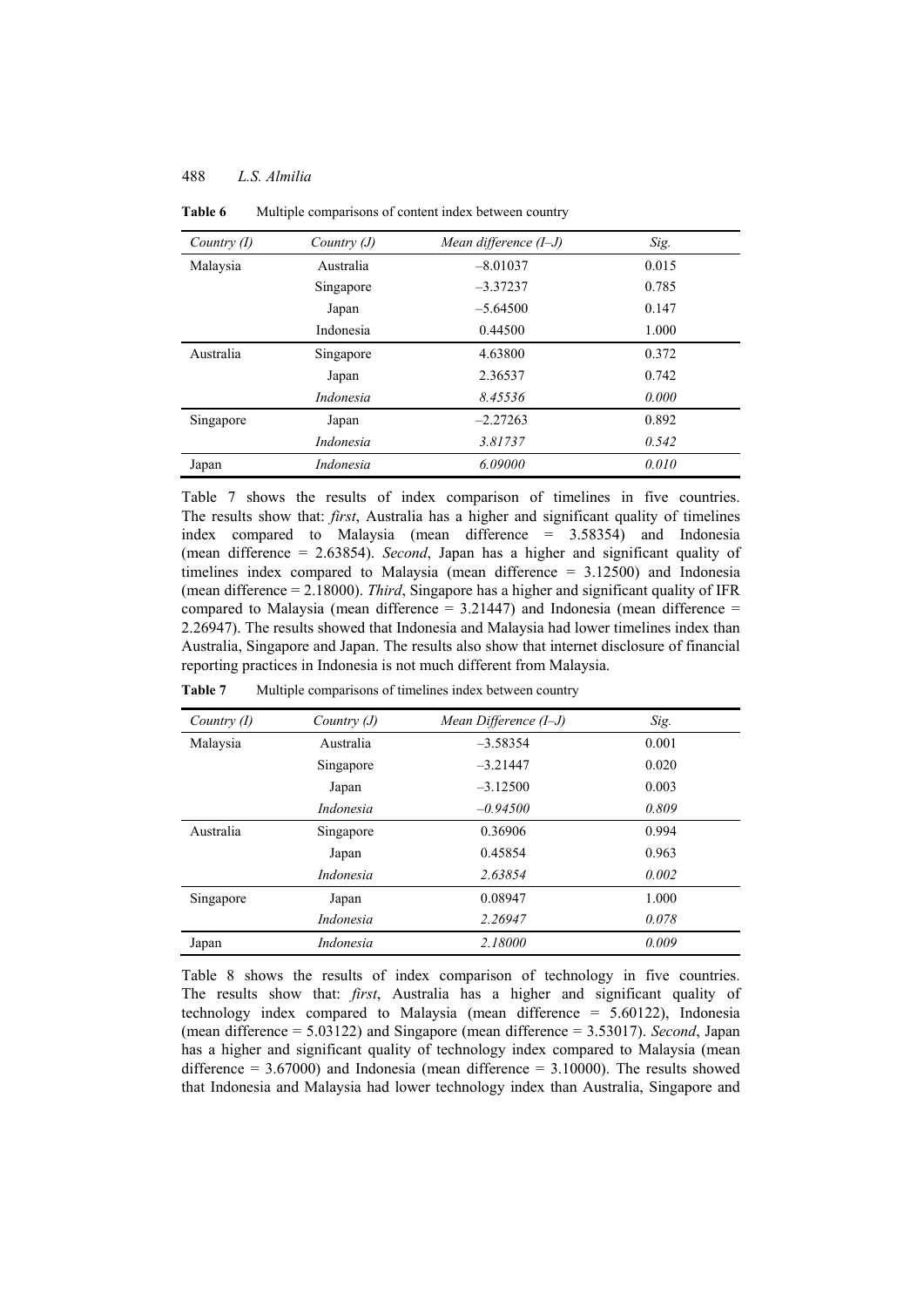**Table 6** Multiple comparisons of content index between country

| *Country (I)* | *Country (J)* | *Mean difference (I–J)* | *Sig.* |
|---|---|---|---|
| Malaysia | Australia | –8.01037 | 0.015 |
| | Singapore | –3.37237 | 0.785 |
| | Japan | –5.64500 | 0.147 |
| | Indonesia | 0.44500 | 1.000 |
| Australia | Singapore | 4.63800 | 0.372 |
| | Japan | 2.36537 | 0.742 |
| | *Indonesia* | *8.45536* | *0.000* |
| Singapore | Japan | –2.27263 | 0.892 |
| | *Indonesia* | *3.81737* | *0.542* |
| Japan | *Indonesia* | *6.09000* | *0.010* |

Table 7 shows the results of index comparison of timelines in five countries. The results show that: *first*, Australia has a higher and significant quality of timelines index compared to Malaysia (mean difference = 3.58354) and Indonesia (mean difference = 2.63854). *Second*, Japan has a higher and significant quality of timelines index compared to Malaysia (mean difference = 3.12500) and Indonesia (mean difference = 2.18000). *Third*, Singapore has a higher and significant quality of IFR compared to Malaysia (mean difference = 3.21447) and Indonesia (mean difference = 2.26947). The results showed that Indonesia and Malaysia had lower timelines index than Australia, Singapore and Japan. The results also show that internet disclosure of financial reporting practices in Indonesia is not much different from Malaysia.

**Table 7** Multiple comparisons of timelines index between country

| *Country (I)* | *Country (J)* | *Mean Difference (I–J)* | *Sig.* |
|---|---|---|---|
| Malaysia | Australia | –3.58354 | 0.001 |
| | Singapore | –3.21447 | 0.020 |
| | Japan | –3.12500 | 0.003 |
| | *Indonesia* | *–0.94500* | *0.809* |
| Australia | Singapore | 0.36906 | 0.994 |
| | Japan | 0.45854 | 0.963 |
| | *Indonesia* | *2.63854* | *0.002* |
| Singapore | Japan | 0.08947 | 1.000 |
| | *Indonesia* | *2.26947* | *0.078* |
| Japan | *Indonesia* | *2.18000* | *0.009* |

Table 8 shows the results of index comparison of technology in five countries. The results show that: *first*, Australia has a higher and significant quality of technology index compared to Malaysia (mean difference = 5.60122), Indonesia (mean difference = 5.03122) and Singapore (mean difference = 3.53017). *Second*, Japan has a higher and significant quality of technology index compared to Malaysia (mean difference = 3.67000) and Indonesia (mean difference = 3.10000). The results showed that Indonesia and Malaysia had lower technology index than Australia, Singapore and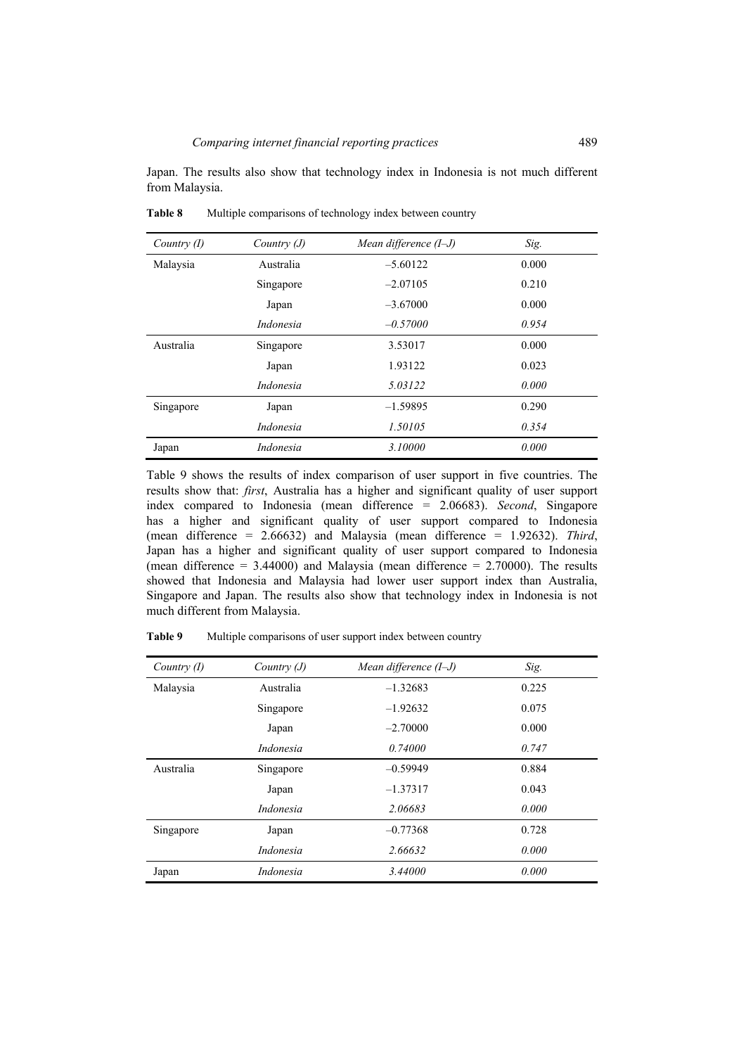Japan. The results also show that technology index in Indonesia is not much different from Malaysia.

**Table 8** Multiple comparisons of technology index between country

| *Country (I)* | *Country (J)* | *Mean difference (I–J)* | *Sig.* |
|---|---|---|---|
| Malaysia | Australia | –5.60122 | 0.000 |
| | Singapore | –2.07105 | 0.210 |
| | Japan | –3.67000 | 0.000 |
| | *Indonesia* | *–0.57000* | *0.954* |
| Australia | Singapore | 3.53017 | 0.000 |
| | Japan | 1.93122 | 0.023 |
| | *Indonesia* | *5.03122* | *0.000* |
| Singapore | Japan | –1.59895 | 0.290 |
| | *Indonesia* | *1.50105* | *0.354* |
| Japan | *Indonesia* | *3.10000* | *0.000* |

Table 9 shows the results of index comparison of user support in five countries. The results show that: *first*, Australia has a higher and significant quality of user support index compared to Indonesia (mean difference = 2.06683). *Second*, Singapore has a higher and significant quality of user support compared to Indonesia (mean difference = 2.66632) and Malaysia (mean difference = 1.92632). *Third*, Japan has a higher and significant quality of user support compared to Indonesia (mean difference = 3.44000) and Malaysia (mean difference = 2.70000). The results showed that Indonesia and Malaysia had lower user support index than Australia, Singapore and Japan. The results also show that technology index in Indonesia is not much different from Malaysia.

**Table 9** Multiple comparisons of user support index between country

| *Country (I)* | *Country (J)* | *Mean difference (I–J)* | *Sig.* |
|---|---|---|---|
| Malaysia | Australia | –1.32683 | 0.225 |
| | Singapore | –1.92632 | 0.075 |
| | Japan | –2.70000 | 0.000 |
| | *Indonesia* | *0.74000* | *0.747* |
| Australia | Singapore | –0.59949 | 0.884 |
| | Japan | –1.37317 | 0.043 |
| | *Indonesia* | *2.06683* | *0.000* |
| Singapore | Japan | –0.77368 | 0.728 |
| | *Indonesia* | *2.66632* | *0.000* |
| Japan | *Indonesia* | *3.44000* | *0.000* |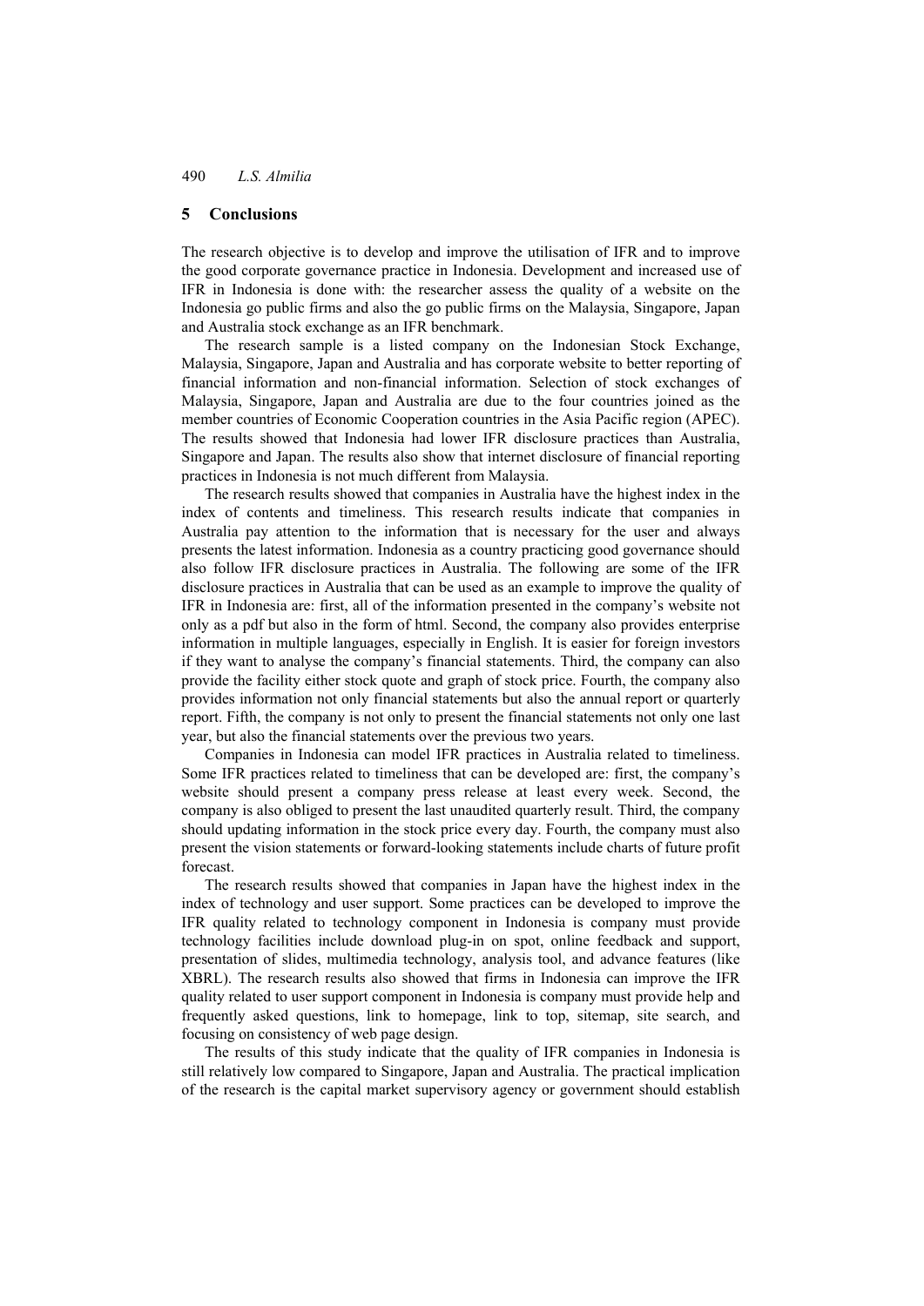## 5 Conclusions

The research objective is to develop and improve the utilisation of IFR and to improve the good corporate governance practice in Indonesia. Development and increased use of IFR in Indonesia is done with: the researcher assess the quality of a website on the Indonesia go public firms and also the go public firms on the Malaysia, Singapore, Japan and Australia stock exchange as an IFR benchmark.

The research sample is a listed company on the Indonesian Stock Exchange, Malaysia, Singapore, Japan and Australia and has corporate website to better reporting of financial information and non-financial information. Selection of stock exchanges of Malaysia, Singapore, Japan and Australia are due to the four countries joined as the member countries of Economic Cooperation countries in the Asia Pacific region (APEC). The results showed that Indonesia had lower IFR disclosure practices than Australia, Singapore and Japan. The results also show that internet disclosure of financial reporting practices in Indonesia is not much different from Malaysia.

The research results showed that companies in Australia have the highest index in the index of contents and timeliness. This research results indicate that companies in Australia pay attention to the information that is necessary for the user and always presents the latest information. Indonesia as a country practicing good governance should also follow IFR disclosure practices in Australia. The following are some of the IFR disclosure practices in Australia that can be used as an example to improve the quality of IFR in Indonesia are: first, all of the information presented in the company's website not only as a pdf but also in the form of html. Second, the company also provides enterprise information in multiple languages, especially in English. It is easier for foreign investors if they want to analyse the company's financial statements. Third, the company can also provide the facility either stock quote and graph of stock price. Fourth, the company also provides information not only financial statements but also the annual report or quarterly report. Fifth, the company is not only to present the financial statements not only one last year, but also the financial statements over the previous two years.

Companies in Indonesia can model IFR practices in Australia related to timeliness. Some IFR practices related to timeliness that can be developed are: first, the company's website should present a company press release at least every week. Second, the company is also obliged to present the last unaudited quarterly result. Third, the company should updating information in the stock price every day. Fourth, the company must also present the vision statements or forward-looking statements include charts of future profit forecast.

The research results showed that companies in Japan have the highest index in the index of technology and user support. Some practices can be developed to improve the IFR quality related to technology component in Indonesia is company must provide technology facilities include download plug-in on spot, online feedback and support, presentation of slides, multimedia technology, analysis tool, and advance features (like XBRL). The research results also showed that firms in Indonesia can improve the IFR quality related to user support component in Indonesia is company must provide help and frequently asked questions, link to homepage, link to top, sitemap, site search, and focusing on consistency of web page design.

The results of this study indicate that the quality of IFR companies in Indonesia is still relatively low compared to Singapore, Japan and Australia. The practical implication of the research is the capital market supervisory agency or government should establish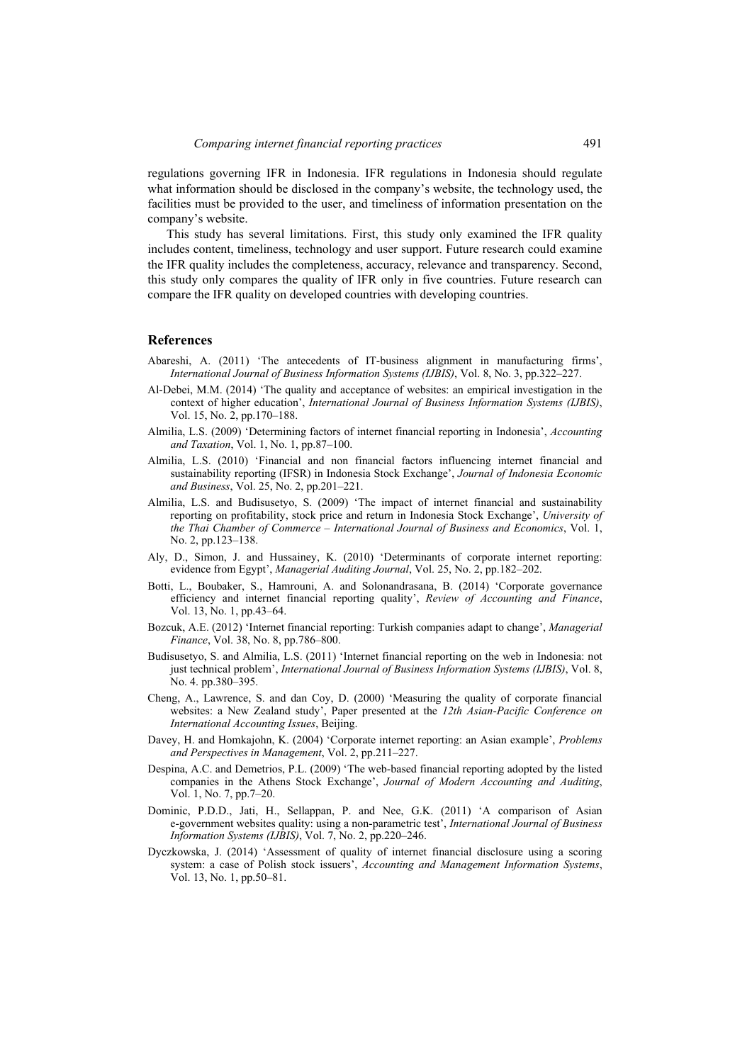regulations governing IFR in Indonesia. IFR regulations in Indonesia should regulate what information should be disclosed in the company's website, the technology used, the facilities must be provided to the user, and timeliness of information presentation on the company's website.

This study has several limitations. First, this study only examined the IFR quality includes content, timeliness, technology and user support. Future research could examine the IFR quality includes the completeness, accuracy, relevance and transparency. Second, this study only compares the quality of IFR only in five countries. Future research can compare the IFR quality on developed countries with developing countries.

## References

Abareshi, A. (2011) 'The antecedents of IT-business alignment in manufacturing firms', *International Journal of Business Information Systems (IJBIS)*, Vol. 8, No. 3, pp.322–227.

Al-Debei, M.M. (2014) 'The quality and acceptance of websites: an empirical investigation in the context of higher education', *International Journal of Business Information Systems (IJBIS)*, Vol. 15, No. 2, pp.170–188.

Almilia, L.S. (2009) 'Determining factors of internet financial reporting in Indonesia', *Accounting and Taxation*, Vol. 1, No. 1, pp.87–100.

Almilia, L.S. (2010) 'Financial and non financial factors influencing internet financial and sustainability reporting (IFSR) in Indonesia Stock Exchange', *Journal of Indonesia Economic and Business*, Vol. 25, No. 2, pp.201–221.

Almilia, L.S. and Budisusetyo, S. (2009) 'The impact of internet financial and sustainability reporting on profitability, stock price and return in Indonesia Stock Exchange', *University of the Thai Chamber of Commerce – International Journal of Business and Economics*, Vol. 1, No. 2, pp.123–138.

Aly, D., Simon, J. and Hussainey, K. (2010) 'Determinants of corporate internet reporting: evidence from Egypt', *Managerial Auditing Journal*, Vol. 25, No. 2, pp.182–202.

Botti, L., Boubaker, S., Hamrouni, A. and Solonandrasana, B. (2014) 'Corporate governance efficiency and internet financial reporting quality', *Review of Accounting and Finance*, Vol. 13, No. 1, pp.43–64.

Bozcuk, A.E. (2012) 'Internet financial reporting: Turkish companies adapt to change', *Managerial Finance*, Vol. 38, No. 8, pp.786–800.

Budisusetyo, S. and Almilia, L.S. (2011) 'Internet financial reporting on the web in Indonesia: not just technical problem', *International Journal of Business Information Systems (IJBIS)*, Vol. 8, No. 4. pp.380–395.

Cheng, A., Lawrence, S. and dan Coy, D. (2000) 'Measuring the quality of corporate financial websites: a New Zealand study', Paper presented at the *12th Asian-Pacific Conference on International Accounting Issues*, Beijing.

Davey, H. and Homkajohn, K. (2004) 'Corporate internet reporting: an Asian example', *Problems and Perspectives in Management*, Vol. 2, pp.211–227.

Despina, A.C. and Demetrios, P.L. (2009) 'The web-based financial reporting adopted by the listed companies in the Athens Stock Exchange', *Journal of Modern Accounting and Auditing*, Vol. 1, No. 7, pp.7–20.

Dominic, P.D.D., Jati, H., Sellappan, P. and Nee, G.K. (2011) 'A comparison of Asian e-government websites quality: using a non-parametric test', *International Journal of Business Information Systems (IJBIS)*, Vol. 7, No. 2, pp.220–246.

Dyczkowska, J. (2014) 'Assessment of quality of internet financial disclosure using a scoring system: a case of Polish stock issuers', *Accounting and Management Information Systems*, Vol. 13, No. 1, pp.50–81.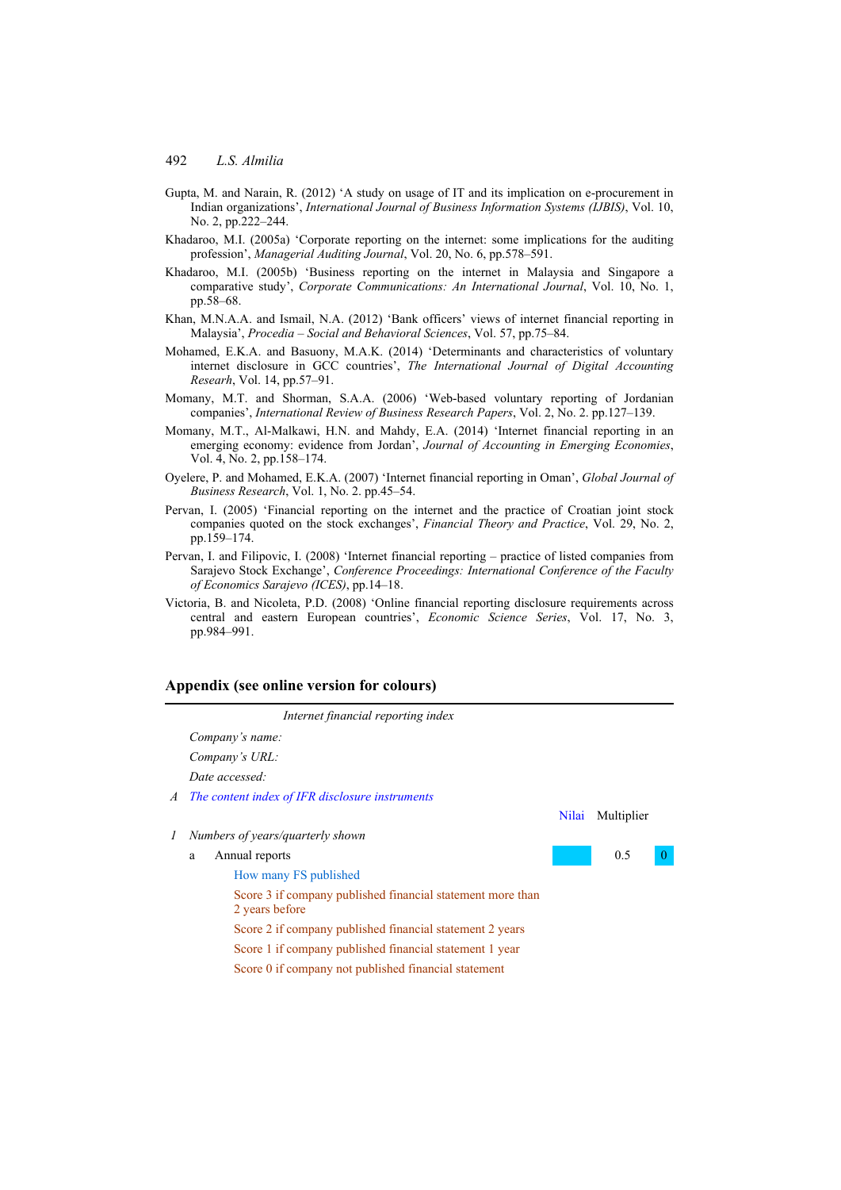Gupta, M. and Narain, R. (2012) 'A study on usage of IT and its implication on e-procurement in Indian organizations', *International Journal of Business Information Systems (IJBIS)*, Vol. 10, No. 2, pp.222–244.

Khadaroo, M.I. (2005a) 'Corporate reporting on the internet: some implications for the auditing profession', *Managerial Auditing Journal*, Vol. 20, No. 6, pp.578–591.

Khadaroo, M.I. (2005b) 'Business reporting on the internet in Malaysia and Singapore a comparative study', *Corporate Communications: An International Journal*, Vol. 10, No. 1, pp.58–68.

Khan, M.N.A.A. and Ismail, N.A. (2012) 'Bank officers' views of internet financial reporting in Malaysia', *Procedia – Social and Behavioral Sciences*, Vol. 57, pp.75–84.

Mohamed, E.K.A. and Basuony, M.A.K. (2014) 'Determinants and characteristics of voluntary internet disclosure in GCC countries', *The International Journal of Digital Accounting Researh*, Vol. 14, pp.57–91.

Momany, M.T. and Shorman, S.A.A. (2006) 'Web-based voluntary reporting of Jordanian companies', *International Review of Business Research Papers*, Vol. 2, No. 2. pp.127–139.

Momany, M.T., Al-Malkawi, H.N. and Mahdy, E.A. (2014) 'Internet financial reporting in an emerging economy: evidence from Jordan', *Journal of Accounting in Emerging Economies*, Vol. 4, No. 2, pp.158–174.

Oyelere, P. and Mohamed, E.K.A. (2007) 'Internet financial reporting in Oman', *Global Journal of Business Research*, Vol. 1, No. 2. pp.45–54.

Pervan, I. (2005) 'Financial reporting on the internet and the practice of Croatian joint stock companies quoted on the stock exchanges', *Financial Theory and Practice*, Vol. 29, No. 2, pp.159–174.

Pervan, I. and Filipovic, I. (2008) 'Internet financial reporting – practice of listed companies from Sarajevo Stock Exchange', *Conference Proceedings: International Conference of the Faculty of Economics Sarajevo (ICES)*, pp.14–18.

Victoria, B. and Nicoleta, P.D. (2008) 'Online financial reporting disclosure requirements across central and eastern European countries', *Economic Science Series*, Vol. 17, No. 3, pp.984–991.

## Appendix (see online version for colours)

*Internet financial reporting index*

*Company's name:*

*Company's URL:*

*Date accessed:*

| | | | Nilai | Multiplier | |
|---|---|---|---|---|---|
| *A* | *The content index of IFR disclosure instruments* | | | | |
| *1* | *Numbers of years/quarterly shown* | | | | |
| | a | Annual reports | | 0.5 | 0 |
| | | How many FS published | | | |
| | | Score 3 if company published financial statement more than 2 years before | | | |
| | | Score 2 if company published financial statement 2 years | | | |
| | | Score 1 if company published financial statement 1 year | | | |
| | | Score 0 if company not published financial statement | | | |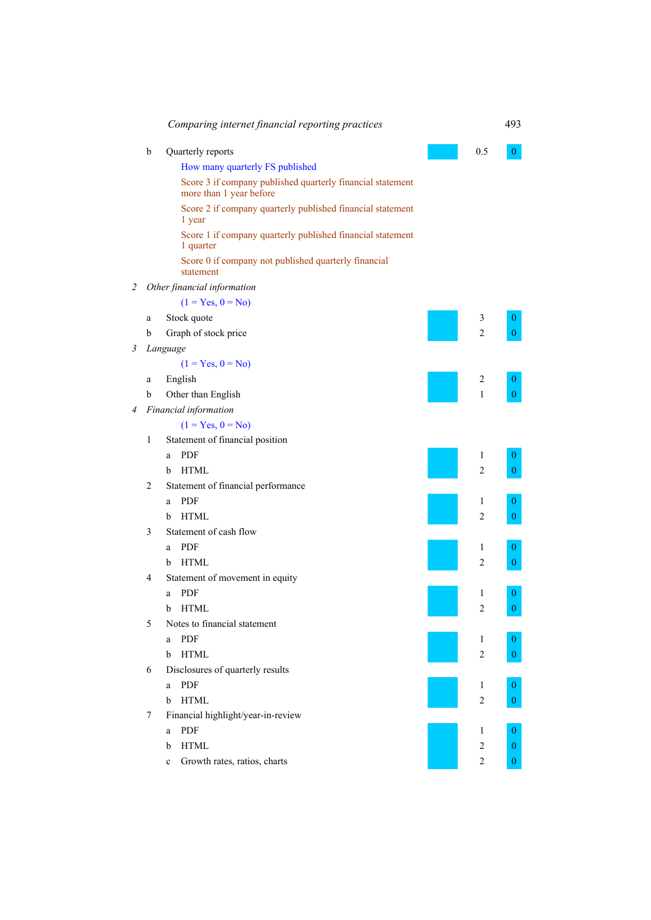| | | | | |
|---|---|---|---|---|
| b | Quarterly reports | | 0.5 | 0 |
| | How many quarterly FS published | | | |
| | Score 3 if company published quarterly financial statement more than 1 year before | | | |
| | Score 2 if company quarterly published financial statement 1 year | | | |
| | Score 1 if company quarterly published financial statement 1 quarter | | | |
| | Score 0 if company not published quarterly financial statement | | | |
| *2* | *Other financial information* | | | |
| | (1 = Yes, 0 = No) | | | |
| a | Stock quote | | 3 | 0 |
| b | Graph of stock price | | 2 | 0 |
| *3* | *Language* | | | |
| | (1 = Yes, 0 = No) | | | |
| a | English | | 2 | 0 |
| b | Other than English | | 1 | 0 |
| *4* | *Financial information* | | | |
| | (1 = Yes, 0 = No) | | | |
| 1 | Statement of financial position | | | |
| | a PDF | | 1 | 0 |
| | b HTML | | 2 | 0 |
| 2 | Statement of financial performance | | | |
| | a PDF | | 1 | 0 |
| | b HTML | | 2 | 0 |
| 3 | Statement of cash flow | | | |
| | a PDF | | 1 | 0 |
| | b HTML | | 2 | 0 |
| 4 | Statement of movement in equity | | | |
| | a PDF | | 1 | 0 |
| | b HTML | | 2 | 0 |
| 5 | Notes to financial statement | | | |
| | a PDF | | 1 | 0 |
| | b HTML | | 2 | 0 |
| 6 | Disclosures of quarterly results | | | |
| | a PDF | | 1 | 0 |
| | b HTML | | 2 | 0 |
| 7 | Financial highlight/year-in-review | | | |
| | a PDF | | 1 | 0 |
| | b HTML | | 2 | 0 |
| | c Growth rates, ratios, charts | | 2 | 0 |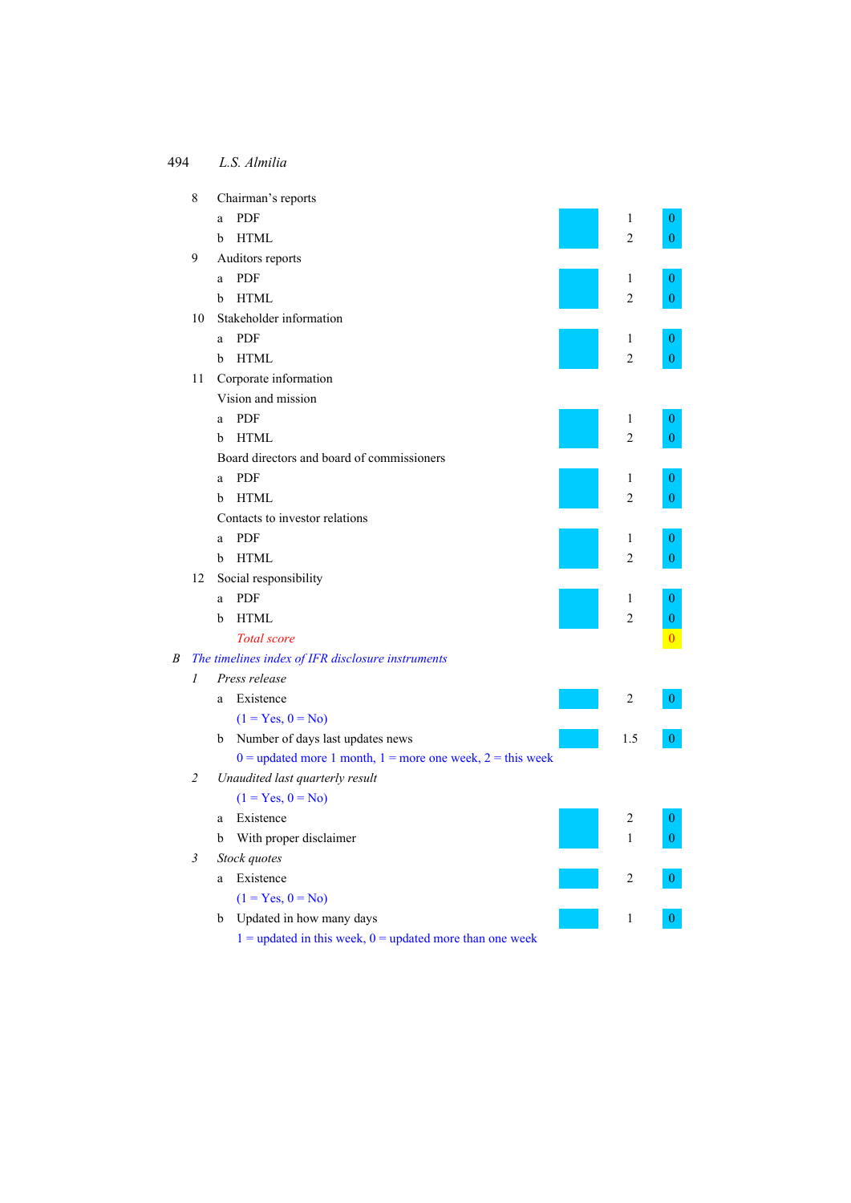| | | | | |
|---|---|---|---|---|
| 8 | Chairman's reports | | | |
| | a | PDF | 1 | 0 |
| | b | HTML | 2 | 0 |
| 9 | Auditors reports | | | |
| | a | PDF | 1 | 0 |
| | b | HTML | 2 | 0 |
| 10 | Stakeholder information | | | |
| | a | PDF | 1 | 0 |
| | b | HTML | 2 | 0 |
| 11 | Corporate information | | | |
| | Vision and mission | | | |
| | a | PDF | 1 | 0 |
| | b | HTML | 2 | 0 |
| | Board directors and board of commissioners | | | |
| | a | PDF | 1 | 0 |
| | b | HTML | 2 | 0 |
| | Contacts to investor relations | | | |
| | a | PDF | 1 | 0 |
| | b | HTML | 2 | 0 |
| 12 | Social responsibility | | | |
| | a | PDF | 1 | 0 |
| | b | HTML | 2 | 0 |
| | | *Total score* | | 0 |
| *B* | *The timelines index of IFR disclosure instruments* | | | |
| *1* | *Press release* | | | |
| | a | Existence | 2 | 0 |
| | | (1 = Yes, 0 = No) | | |
| | b | Number of days last updates news | 1.5 | 0 |
| | | 0 = updated more 1 month, 1 = more one week, 2 = this week | | |
| *2* | *Unaudited last quarterly result* | | | |
| | | (1 = Yes, 0 = No) | | |
| | a | Existence | 2 | 0 |
| | b | With proper disclaimer | 1 | 0 |
| *3* | *Stock quotes* | | | |
| | a | Existence | 2 | 0 |
| | | (1 = Yes, 0 = No) | | |
| | b | Updated in how many days | 1 | 0 |
| | | 1 = updated in this week, 0 = updated more than one week | | |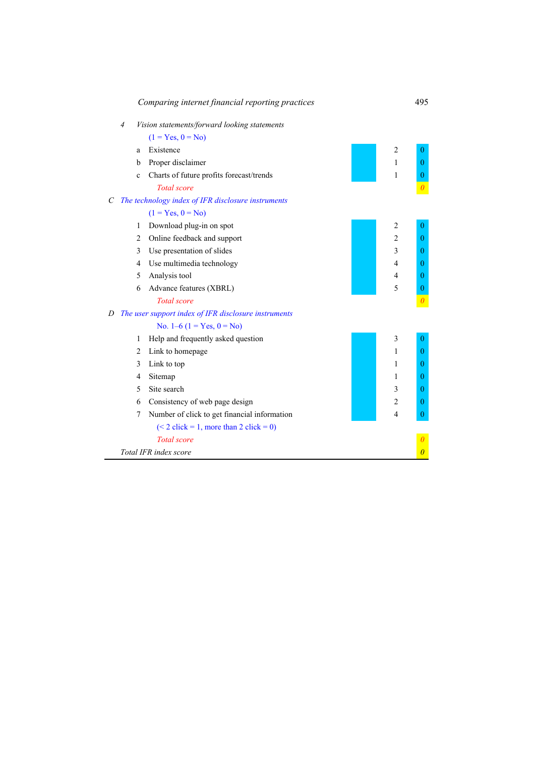| | | | | |
|---|---|---|---|---|
| 4 | *Vision statements/forward looking statements* | | | |
| | (1 = Yes, 0 = No) | | | |
| | a Existence | | 2 | 0 |
| | b Proper disclaimer | | 1 | 0 |
| | c Charts of future profits forecast/trends | | 1 | 0 |
| | *Total score* | | | *0* |
| C | *The technology index of IFR disclosure instruments* | | | |
| | (1 = Yes, 0 = No) | | | |
| | 1 Download plug-in on spot | | 2 | 0 |
| | 2 Online feedback and support | | 2 | 0 |
| | 3 Use presentation of slides | | 3 | 0 |
| | 4 Use multimedia technology | | 4 | 0 |
| | 5 Analysis tool | | 4 | 0 |
| | 6 Advance features (XBRL) | | 5 | 0 |
| | *Total score* | | | *0* |
| D | *The user support index of IFR disclosure instruments* | | | |
| | No. 1–6 (1 = Yes, 0 = No) | | | |
| | 1 Help and frequently asked question | | 3 | 0 |
| | 2 Link to homepage | | 1 | 0 |
| | 3 Link to top | | 1 | 0 |
| | 4 Sitemap | | 1 | 0 |
| | 5 Site search | | 3 | 0 |
| | 6 Consistency of web page design | | 2 | 0 |
| | 7 Number of click to get financial information | | 4 | 0 |
| | (< 2 click = 1, more than 2 click = 0) | | | |
| | *Total score* | | | *0* |
| | *Total IFR index score* | | | *0* |